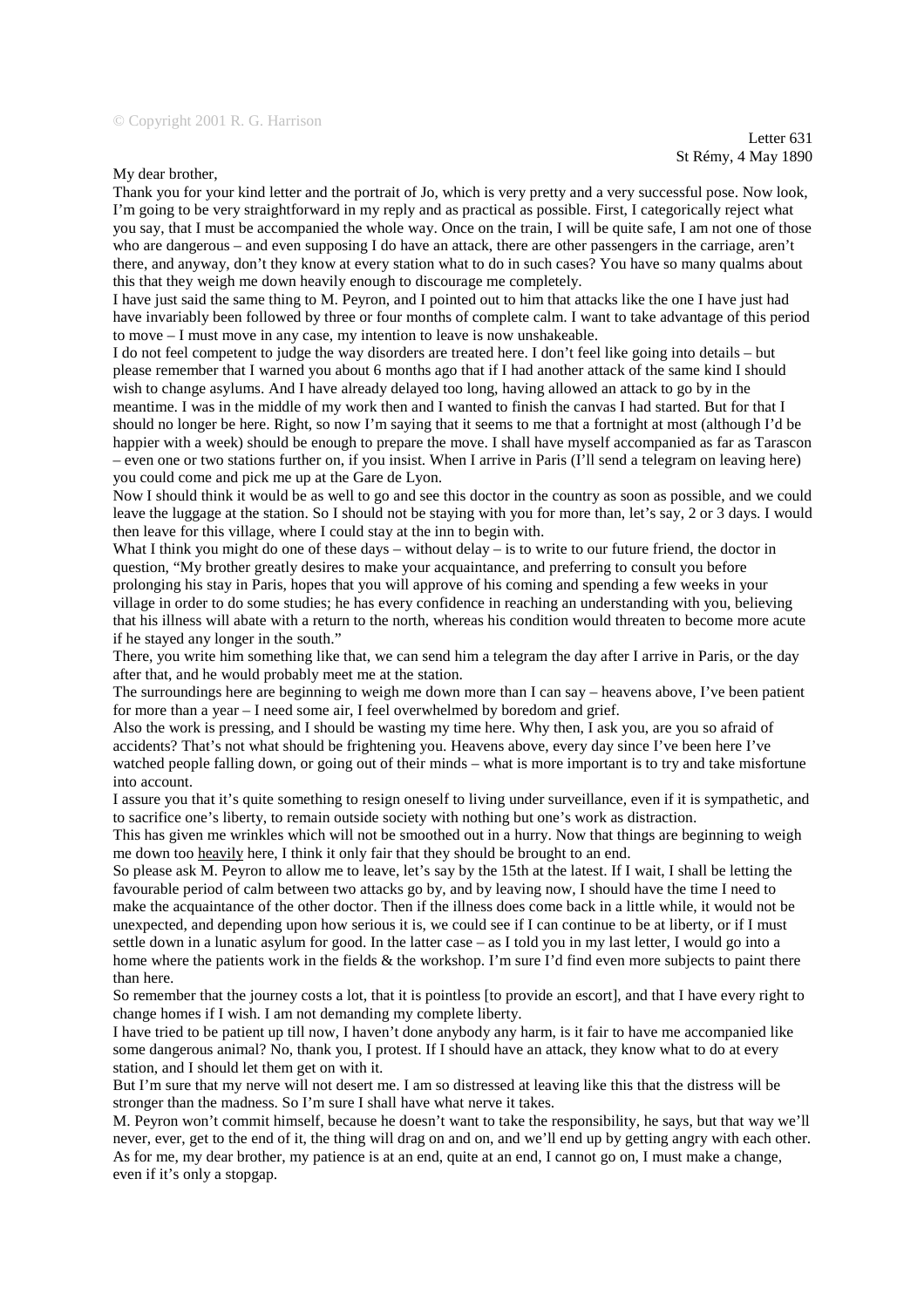© Copyright 2001 R. G. Harrison

Letter 631
St Rémy, 4 May 1890

My dear brother,

Thank you for your kind letter and the portrait of Jo, which is very pretty and a very successful pose. Now look, I'm going to be very straightforward in my reply and as practical as possible. First, I categorically reject what you say, that I must be accompanied the whole way. Once on the train, I will be quite safe, I am not one of those who are dangerous – and even supposing I do have an attack, there are other passengers in the carriage, aren't there, and anyway, don't they know at every station what to do in such cases? You have so many qualms about this that they weigh me down heavily enough to discourage me completely.

I have just said the same thing to M. Peyron, and I pointed out to him that attacks like the one I have just had have invariably been followed by three or four months of complete calm. I want to take advantage of this period to move – I must move in any case, my intention to leave is now unshakeable.

I do not feel competent to judge the way disorders are treated here. I don't feel like going into details – but please remember that I warned you about 6 months ago that if I had another attack of the same kind I should wish to change asylums. And I have already delayed too long, having allowed an attack to go by in the meantime. I was in the middle of my work then and I wanted to finish the canvas I had started. But for that I should no longer be here. Right, so now I'm saying that it seems to me that a fortnight at most (although I'd be happier with a week) should be enough to prepare the move. I shall have myself accompanied as far as Tarascon – even one or two stations further on, if you insist. When I arrive in Paris (I'll send a telegram on leaving here) you could come and pick me up at the Gare de Lyon.

Now I should think it would be as well to go and see this doctor in the country as soon as possible, and we could leave the luggage at the station. So I should not be staying with you for more than, let's say, 2 or 3 days. I would then leave for this village, where I could stay at the inn to begin with.

What I think you might do one of these days – without delay – is to write to our future friend, the doctor in question, "My brother greatly desires to make your acquaintance, and preferring to consult you before prolonging his stay in Paris, hopes that you will approve of his coming and spending a few weeks in your village in order to do some studies; he has every confidence in reaching an understanding with you, believing that his illness will abate with a return to the north, whereas his condition would threaten to become more acute if he stayed any longer in the south."

There, you write him something like that, we can send him a telegram the day after I arrive in Paris, or the day after that, and he would probably meet me at the station.

The surroundings here are beginning to weigh me down more than I can say – heavens above, I've been patient for more than a year – I need some air, I feel overwhelmed by boredom and grief.

Also the work is pressing, and I should be wasting my time here. Why then, I ask you, are you so afraid of accidents? That's not what should be frightening you. Heavens above, every day since I've been here I've watched people falling down, or going out of their minds – what is more important is to try and take misfortune into account.

I assure you that it's quite something to resign oneself to living under surveillance, even if it is sympathetic, and to sacrifice one's liberty, to remain outside society with nothing but one's work as distraction.

This has given me wrinkles which will not be smoothed out in a hurry. Now that things are beginning to weigh me down too <u>heavily</u> here, I think it only fair that they should be brought to an end.

So please ask M. Peyron to allow me to leave, let's say by the 15th at the latest. If I wait, I shall be letting the favourable period of calm between two attacks go by, and by leaving now, I should have the time I need to make the acquaintance of the other doctor. Then if the illness does come back in a little while, it would not be unexpected, and depending upon how serious it is, we could see if I can continue to be at liberty, or if I must settle down in a lunatic asylum for good. In the latter case – as I told you in my last letter, I would go into a home where the patients work in the fields & the workshop. I'm sure I'd find even more subjects to paint there than here.

So remember that the journey costs a lot, that it is pointless [to provide an escort], and that I have every right to change homes if I wish. I am not demanding my complete liberty.

I have tried to be patient up till now, I haven't done anybody any harm, is it fair to have me accompanied like some dangerous animal? No, thank you, I protest. If I should have an attack, they know what to do at every station, and I should let them get on with it.

But I'm sure that my nerve will not desert me. I am so distressed at leaving like this that the distress will be stronger than the madness. So I'm sure I shall have what nerve it takes.

M. Peyron won't commit himself, because he doesn't want to take the responsibility, he says, but that way we'll never, ever, get to the end of it, the thing will drag on and on, and we'll end up by getting angry with each other. As for me, my dear brother, my patience is at an end, quite at an end, I cannot go on, I must make a change, even if it's only a stopgap.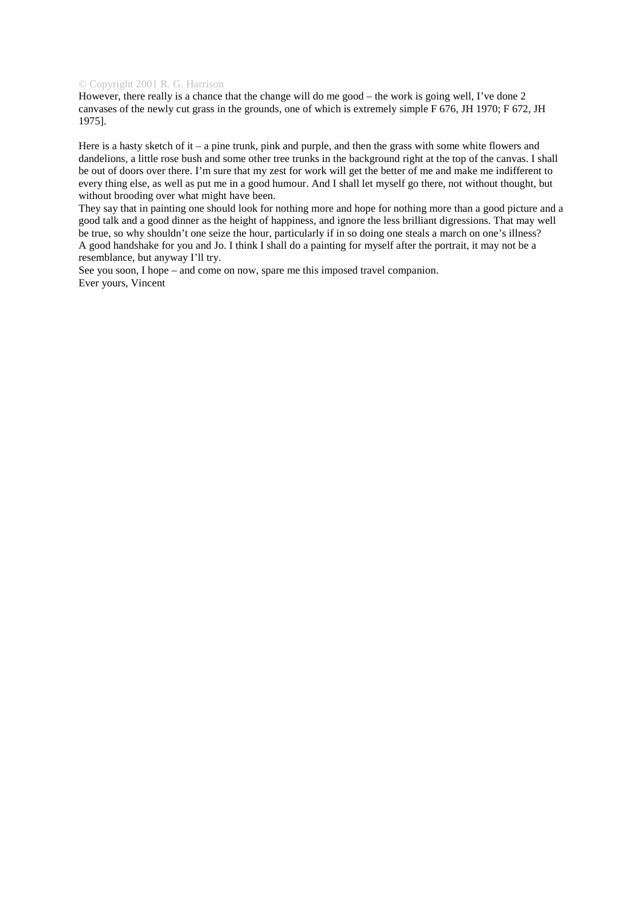© Copyright 2001 R. G. Harrison

However, there really is a chance that the change will do me good – the work is going well, I've done 2 canvases of the newly cut grass in the grounds, one of which is extremely simple F 676, JH 1970; F 672, JH 1975].

Here is a hasty sketch of it – a pine trunk, pink and purple, and then the grass with some white flowers and dandelions, a little rose bush and some other tree trunks in the background right at the top of the canvas. I shall be out of doors over there. I'm sure that my zest for work will get the better of me and make me indifferent to every thing else, as well as put me in a good humour. And I shall let myself go there, not without thought, but without brooding over what might have been.

They say that in painting one should look for nothing more and hope for nothing more than a good picture and a good talk and a good dinner as the height of happiness, and ignore the less brilliant digressions. That may well be true, so why shouldn't one seize the hour, particularly if in so doing one steals a march on one's illness?

A good handshake for you and Jo. I think I shall do a painting for myself after the portrait, it may not be a resemblance, but anyway I'll try.

See you soon, I hope – and come on now, spare me this imposed travel companion.

Ever yours, Vincent